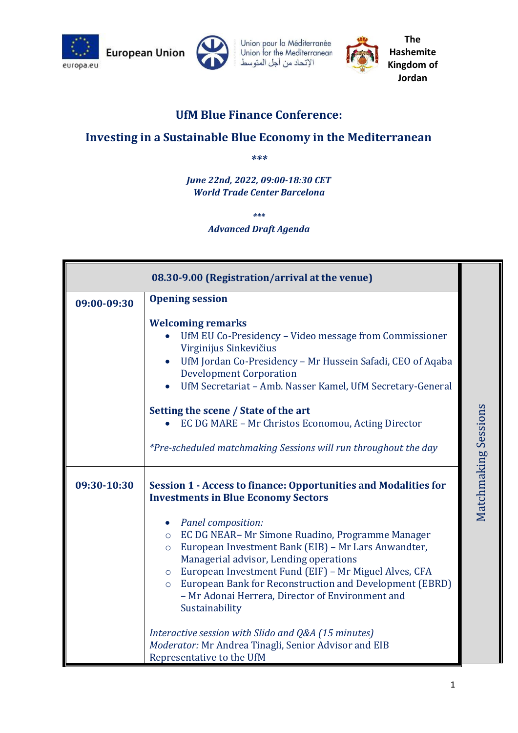European Union

Union pour la Méditerranée
Union for the Mediterranean
الإتحاد من أجل المتوسط

The Hashemite Kingdom of Jordan

## UfM Blue Finance Conference:

## Investing in a Sustainable Blue Economy in the Mediterranean

***

***June 22nd, 2022, 09:00-18:30 CET***
***World Trade Center Barcelona***

***

***Advanced Draft Agenda***

| 08.30-9.00 (Registration/arrival at the venue) | | Matchmaking Sessions |
|---|---|---|
| **09:00-09:30** | **Opening session**<br><br>**Welcoming remarks**<br>• UfM EU Co-Presidency – Video message from Commissioner Virginijus Sinkevičius<br>• UfM Jordan Co-Presidency – Mr Hussein Safadi, CEO of Aqaba Development Corporation<br>• UfM Secretariat – Amb. Nasser Kamel, UfM Secretary-General<br><br>**Setting the scene / State of the art**<br>• EC DG MARE – Mr Christos Economou, Acting Director<br><br>*\*Pre-scheduled matchmaking Sessions will run throughout the day* | |
| **09:30-10:30** | **Session 1 - Access to finance: Opportunities and Modalities for Investments in Blue Economy Sectors**<br><br>• *Panel composition:*<br>○ EC DG NEAR– Mr Simone Ruadino, Programme Manager<br>○ European Investment Bank (EIB) – Mr Lars Anwandter, Managerial advisor, Lending operations<br>○ European Investment Fund (EIF) – Mr Miguel Alves, CFA<br>○ European Bank for Reconstruction and Development (EBRD) – Mr Adonai Herrera, Director of Environment and Sustainability<br><br>*Interactive session with Slido and Q&A (15 minutes)*<br>*Moderator:* Mr Andrea Tinagli, Senior Advisor and EIB Representative to the UfM | |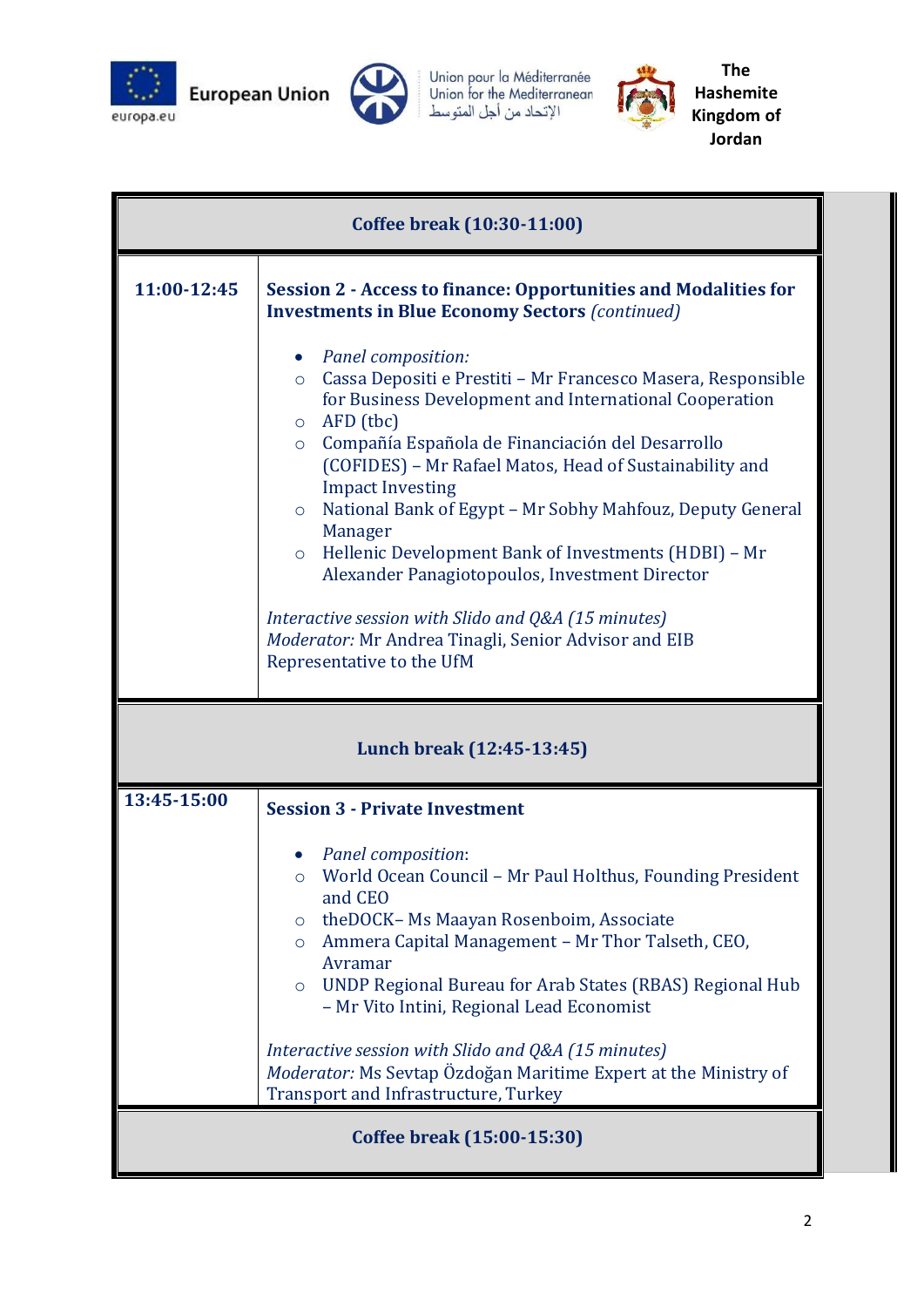European Union | Union pour la Méditerranée / Union for the Mediterranean / الإتحاد من أجل المتوسط | The Hashemite Kingdom of Jordan

| | |
|---|---|
| **Coffee break (10:30-11:00)** | |
| **11:00-12:45** | **Session 2 - Access to finance: Opportunities and Modalities for Investments in Blue Economy Sectors** *(continued)*<br><br>• *Panel composition:*<br>◦ Cassa Depositi e Prestiti – Mr Francesco Masera, Responsible for Business Development and International Cooperation<br>◦ AFD (tbc)<br>◦ Compañía Española de Financiación del Desarrollo (COFIDES) – Mr Rafael Matos, Head of Sustainability and Impact Investing<br>◦ National Bank of Egypt – Mr Sobhy Mahfouz, Deputy General Manager<br>◦ Hellenic Development Bank of Investments (HDBI) – Mr Alexander Panagiotopoulos, Investment Director<br><br>*Interactive session with Slido and Q&A (15 minutes)*<br>*Moderator:* Mr Andrea Tinagli, Senior Advisor and EIB Representative to the UfM |
| **Lunch break (12:45-13:45)** | |
| **13:45-15:00** | **Session 3 - Private Investment**<br><br>• *Panel composition*:<br>◦ World Ocean Council – Mr Paul Holthus, Founding President and CEO<br>◦ theDOCK– Ms Maayan Rosenboim, Associate<br>◦ Ammera Capital Management – Mr Thor Talseth, CEO, Avramar<br>◦ UNDP Regional Bureau for Arab States (RBAS) Regional Hub – Mr Vito Intini, Regional Lead Economist<br><br>*Interactive session with Slido and Q&A (15 minutes)*<br>*Moderator:* Ms Sevtap Özdoğan Maritime Expert at the Ministry of Transport and Infrastructure, Turkey |
| **Coffee break (15:00-15:30)** | |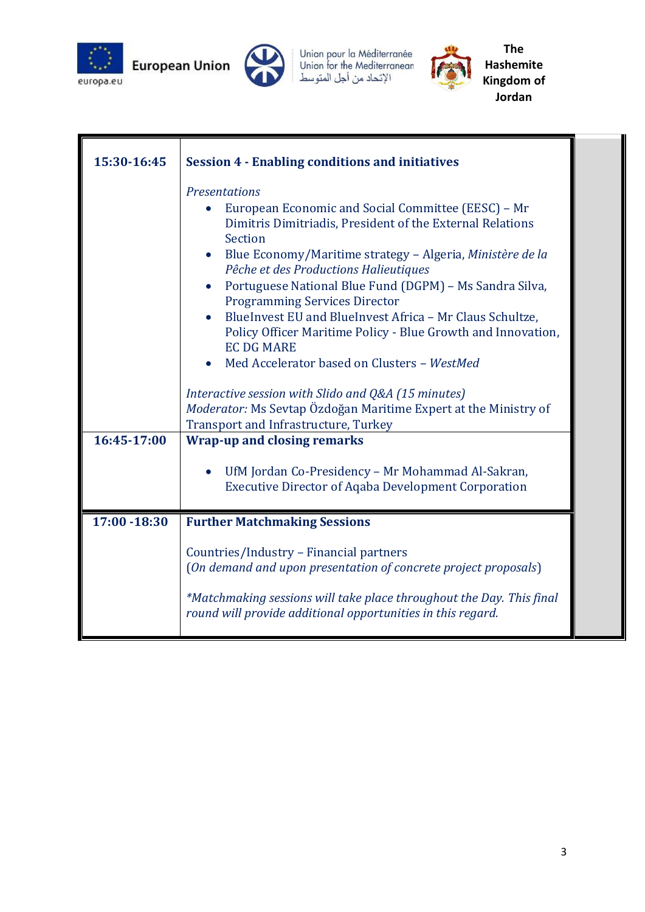European Union

Union pour la Méditerranée
Union for the Mediterranean
الإتحاد من أجل المتوسط

The Hashemite Kingdom of Jordan

| | |
|---|---|
| **15:30-16:45** | **Session 4 - Enabling conditions and initiatives**<br><br>*Presentations*<br>• European Economic and Social Committee (EESC) – Mr Dimitris Dimitriadis, President of the External Relations Section<br>• Blue Economy/Maritime strategy – Algeria, *Ministère de la Pêche et des Productions Halieutiques*<br>• Portuguese National Blue Fund (DGPM) – Ms Sandra Silva, Programming Services Director<br>• BlueInvest EU and BlueInvest Africa – Mr Claus Schultze, Policy Officer Maritime Policy - Blue Growth and Innovation, EC DG MARE<br>• Med Accelerator based on Clusters – *WestMed*<br><br>*Interactive session with Slido and Q&A (15 minutes)*<br>*Moderator:* Ms Sevtap Özdoğan Maritime Expert at the Ministry of Transport and Infrastructure, Turkey |
| **16:45-17:00** | **Wrap-up and closing remarks**<br><br>• UfM Jordan Co-Presidency – Mr Mohammad Al-Sakran, Executive Director of Aqaba Development Corporation |
| **17:00 -18:30** | **Further Matchmaking Sessions**<br><br>Countries/Industry – Financial partners<br>(*On demand and upon presentation of concrete project proposals*)<br><br>*\*Matchmaking sessions will take place throughout the Day. This final round will provide additional opportunities in this regard.* |